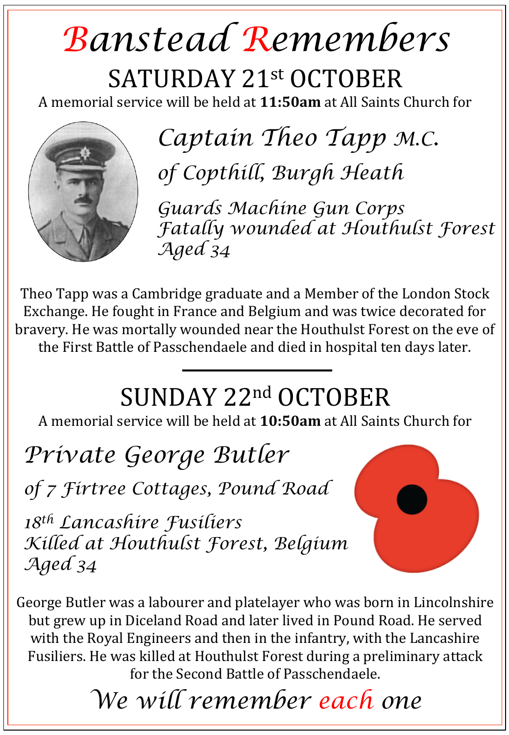# Banstead Remembers

## SATURDAY 21st OCTOBER

A memorial service will be held at **11:50am** at All Saints Church for

### *Captain Theo Tapp M.C.*

*of Copthill, Burgh Heath*

*Guards Machine Gun Corps*
*Fatally wounded at Houthulst Forest*
*Aged 34*

Theo Tapp was a Cambridge graduate and a Member of the London Stock Exchange. He fought in France and Belgium and was twice decorated for bravery. He was mortally wounded near the Houthulst Forest on the eve of the First Battle of Passchendaele and died in hospital ten days later.

---

## SUNDAY 22nd OCTOBER

A memorial service will be held at **10:50am** at All Saints Church for

### *Private George Butler*

*of 7 Firtree Cottages, Pound Road*

*18th Lancashire Fusiliers*
*Killed at Houthulst Forest, Belgium*
*Aged 34*

George Butler was a labourer and platelayer who was born in Lincolnshire but grew up in Diceland Road and later lived in Pound Road. He served with the Royal Engineers and then in the infantry, with the Lancashire Fusiliers. He was killed at Houthulst Forest during a preliminary attack for the Second Battle of Passchendaele.

*We will remember each one*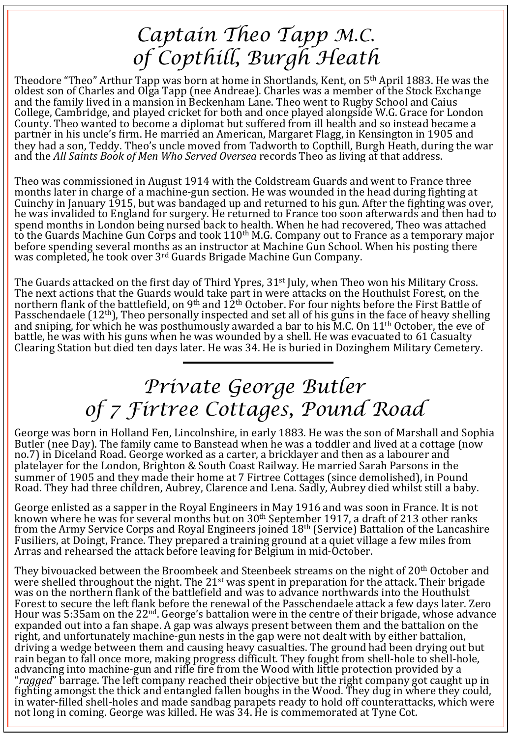# *Captain Theo Tapp M.C. of Copthill, Burgh Heath*

Theodore "Theo" Arthur Tapp was born at home in Shortlands, Kent, on 5th April 1883. He was the oldest son of Charles and Olga Tapp (nee Andreae). Charles was a member of the Stock Exchange and the family lived in a mansion in Beckenham Lane. Theo went to Rugby School and Caius College, Cambridge, and played cricket for both and once played alongside W.G. Grace for London County. Theo wanted to become a diplomat but suffered from ill health and so instead became a partner in his uncle's firm. He married an American, Margaret Flagg, in Kensington in 1905 and they had a son, Teddy. Theo's uncle moved from Tadworth to Copthill, Burgh Heath, during the war and the *All Saints Book of Men Who Served Oversea* records Theo as living at that address.

Theo was commissioned in August 1914 with the Coldstream Guards and went to France three months later in charge of a machine-gun section. He was wounded in the head during fighting at Cuinchy in January 1915, but was bandaged up and returned to his gun. After the fighting was over, he was invalided to England for surgery. He returned to France too soon afterwards and then had to spend months in London being nursed back to health. When he had recovered, Theo was attached to the Guards Machine Gun Corps and took 110th M.G. Company out to France as a temporary major before spending several months as an instructor at Machine Gun School. When his posting there was completed, he took over 3rd Guards Brigade Machine Gun Company.

The Guards attacked on the first day of Third Ypres, 31st July, when Theo won his Military Cross. The next actions that the Guards would take part in were attacks on the Houthulst Forest, on the northern flank of the battlefield, on 9th and 12th October. For four nights before the First Battle of Passchendaele (12th), Theo personally inspected and set all of his guns in the face of heavy shelling and sniping, for which he was posthumously awarded a bar to his M.C. On 11th October, the eve of battle, he was with his guns when he was wounded by a shell. He was evacuated to 61 Casualty Clearing Station but died ten days later. He was 34. He is buried in Dozinghem Military Cemetery.

---

# *Private George Butler of 7 Firtree Cottages, Pound Road*

George was born in Holland Fen, Lincolnshire, in early 1883. He was the son of Marshall and Sophia Butler (nee Day). The family came to Banstead when he was a toddler and lived at a cottage (now no.7) in Diceland Road. George worked as a carter, a bricklayer and then as a labourer and platelayer for the London, Brighton & South Coast Railway. He married Sarah Parsons in the summer of 1905 and they made their home at 7 Firtree Cottages (since demolished), in Pound Road. They had three children, Aubrey, Clarence and Lena. Sadly, Aubrey died whilst still a baby.

George enlisted as a sapper in the Royal Engineers in May 1916 and was soon in France. It is not known where he was for several months but on 30th September 1917, a draft of 213 other ranks from the Army Service Corps and Royal Engineers joined 18th (Service) Battalion of the Lancashire Fusiliers, at Doingt, France. They prepared a training ground at a quiet village a few miles from Arras and rehearsed the attack before leaving for Belgium in mid-October.

They bivouacked between the Broombeek and Steenbeek streams on the night of 20th October and were shelled throughout the night. The 21st was spent in preparation for the attack. Their brigade was on the northern flank of the battlefield and was to advance northwards into the Houthulst Forest to secure the left flank before the renewal of the Passchendaele attack a few days later. Zero Hour was 5:35am on the 22nd. George's battalion were in the centre of their brigade, whose advance expanded out into a fan shape. A gap was always present between them and the battalion on the right, and unfortunately machine-gun nests in the gap were not dealt with by either battalion, driving a wedge between them and causing heavy casualties. The ground had been drying out but rain began to fall once more, making progress difficult. They fought from shell-hole to shell-hole, advancing into machine-gun and rifle fire from the Wood with little protection provided by a "*ragged*" barrage. The left company reached their objective but the right company got caught up in fighting amongst the thick and entangled fallen boughs in the Wood. They dug in where they could, in water-filled shell-holes and made sandbag parapets ready to hold off counterattacks, which were not long in coming. George was killed. He was 34. He is commemorated at Tyne Cot.